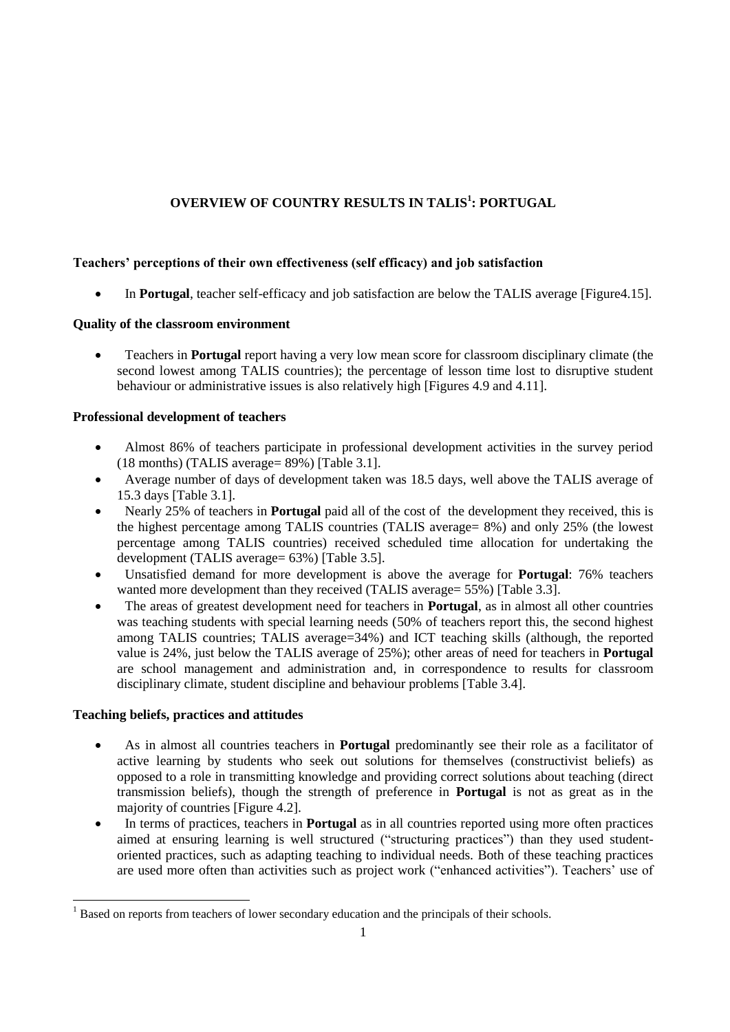# OVERVIEW OF COUNTRY RESULTS IN TALIS[1]: PORTUGAL

### Teachers' perceptions of their own effectiveness (self efficacy) and job satisfaction

- In **Portugal**, teacher self-efficacy and job satisfaction are below the TALIS average [Figure4.15].

### Quality of the classroom environment

- Teachers in **Portugal** report having a very low mean score for classroom disciplinary climate (the second lowest among TALIS countries); the percentage of lesson time lost to disruptive student behaviour or administrative issues is also relatively high [Figures 4.9 and 4.11].

### Professional development of teachers

- Almost 86% of teachers participate in professional development activities in the survey period (18 months) (TALIS average= 89%) [Table 3.1].
- Average number of days of development taken was 18.5 days, well above the TALIS average of 15.3 days [Table 3.1].
- Nearly 25% of teachers in **Portugal** paid all of the cost of the development they received, this is the highest percentage among TALIS countries (TALIS average= 8%) and only 25% (the lowest percentage among TALIS countries) received scheduled time allocation for undertaking the development (TALIS average= 63%) [Table 3.5].
- Unsatisfied demand for more development is above the average for **Portugal**: 76% teachers wanted more development than they received (TALIS average= 55%) [Table 3.3].
- The areas of greatest development need for teachers in **Portugal**, as in almost all other countries was teaching students with special learning needs (50% of teachers report this, the second highest among TALIS countries; TALIS average=34%) and ICT teaching skills (although, the reported value is 24%, just below the TALIS average of 25%); other areas of need for teachers in **Portugal** are school management and administration and, in correspondence to results for classroom disciplinary climate, student discipline and behaviour problems [Table 3.4].

### Teaching beliefs, practices and attitudes

- As in almost all countries teachers in **Portugal** predominantly see their role as a facilitator of active learning by students who seek out solutions for themselves (constructivist beliefs) as opposed to a role in transmitting knowledge and providing correct solutions about teaching (direct transmission beliefs), though the strength of preference in **Portugal** is not as great as in the majority of countries [Figure 4.2].
- In terms of practices, teachers in **Portugal** as in all countries reported using more often practices aimed at ensuring learning is well structured ("structuring practices") than they used student-oriented practices, such as adapting teaching to individual needs. Both of these teaching practices are used more often than activities such as project work ("enhanced activities"). Teachers' use of

[1] Based on reports from teachers of lower secondary education and the principals of their schools.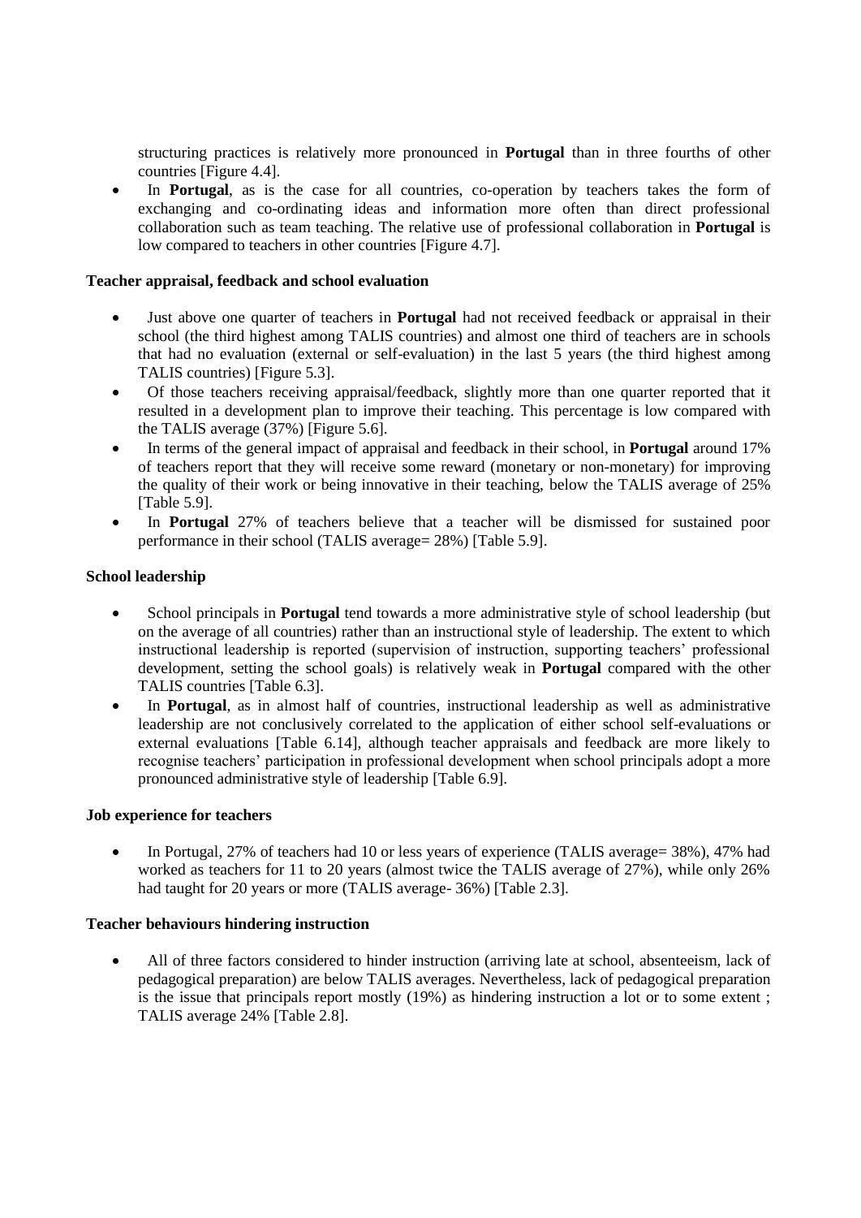structuring practices is relatively more pronounced in **Portugal** than in three fourths of other countries [Figure 4.4].

- In **Portugal**, as is the case for all countries, co-operation by teachers takes the form of exchanging and co-ordinating ideas and information more often than direct professional collaboration such as team teaching. The relative use of professional collaboration in **Portugal** is low compared to teachers in other countries [Figure 4.7].

**Teacher appraisal, feedback and school evaluation**

- Just above one quarter of teachers in **Portugal** had not received feedback or appraisal in their school (the third highest among TALIS countries) and almost one third of teachers are in schools that had no evaluation (external or self-evaluation) in the last 5 years (the third highest among TALIS countries) [Figure 5.3].
- Of those teachers receiving appraisal/feedback, slightly more than one quarter reported that it resulted in a development plan to improve their teaching. This percentage is low compared with the TALIS average (37%) [Figure 5.6].
- In terms of the general impact of appraisal and feedback in their school, in **Portugal** around 17% of teachers report that they will receive some reward (monetary or non-monetary) for improving the quality of their work or being innovative in their teaching, below the TALIS average of 25% [Table 5.9].
- In **Portugal** 27% of teachers believe that a teacher will be dismissed for sustained poor performance in their school (TALIS average= 28%) [Table 5.9].

**School leadership**

- School principals in **Portugal** tend towards a more administrative style of school leadership (but on the average of all countries) rather than an instructional style of leadership. The extent to which instructional leadership is reported (supervision of instruction, supporting teachers' professional development, setting the school goals) is relatively weak in **Portugal** compared with the other TALIS countries [Table 6.3].
- In **Portugal**, as in almost half of countries, instructional leadership as well as administrative leadership are not conclusively correlated to the application of either school self-evaluations or external evaluations [Table 6.14], although teacher appraisals and feedback are more likely to recognise teachers' participation in professional development when school principals adopt a more pronounced administrative style of leadership [Table 6.9].

**Job experience for teachers**

- In Portugal, 27% of teachers had 10 or less years of experience (TALIS average= 38%), 47% had worked as teachers for 11 to 20 years (almost twice the TALIS average of 27%), while only 26% had taught for 20 years or more (TALIS average- 36%) [Table 2.3].

**Teacher behaviours hindering instruction**

- All of three factors considered to hinder instruction (arriving late at school, absenteeism, lack of pedagogical preparation) are below TALIS averages. Nevertheless, lack of pedagogical preparation is the issue that principals report mostly (19%) as hindering instruction a lot or to some extent ; TALIS average 24% [Table 2.8].